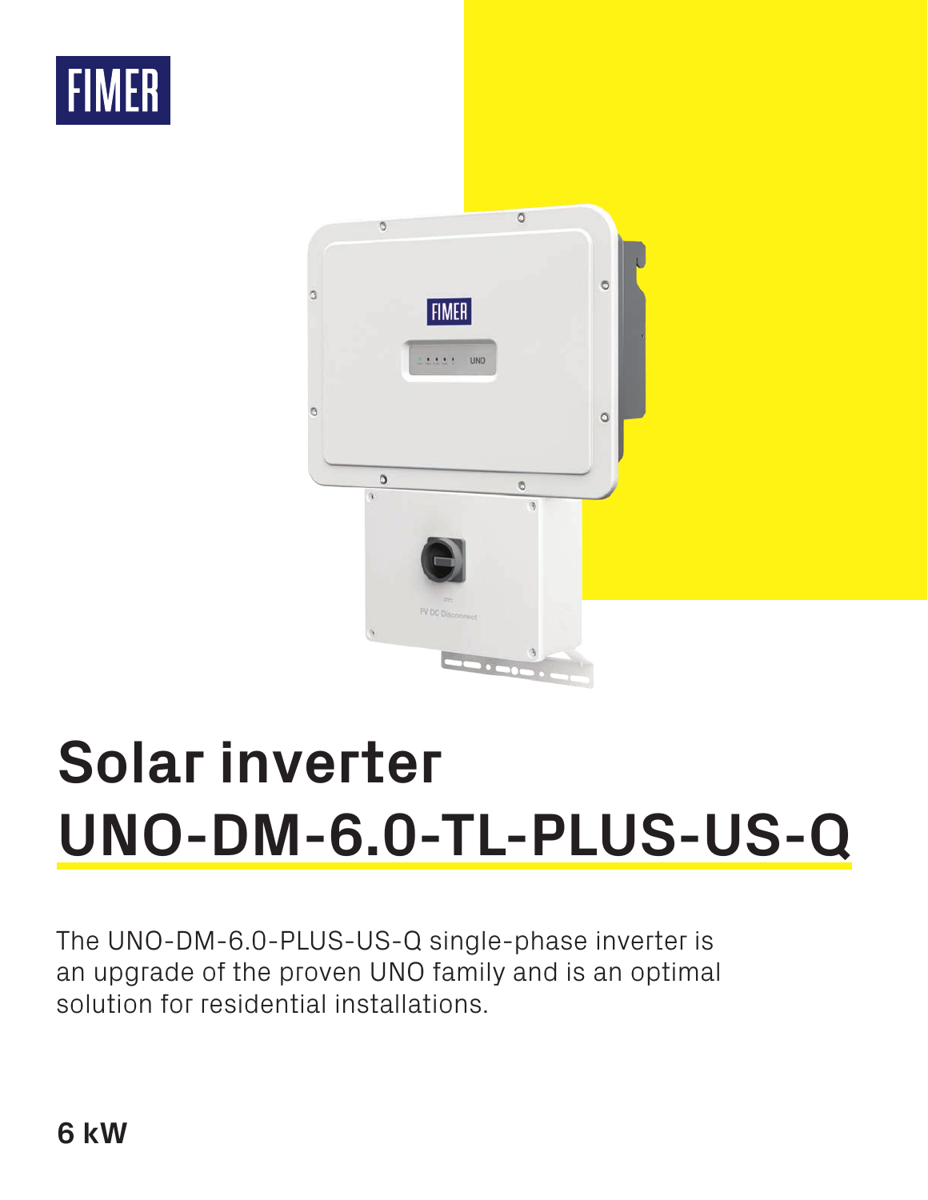FIMER

# Solar inverter
# UNO-DM-6.0-TL-PLUS-US-Q

The UNO-DM-6.0-PLUS-US-Q single-phase inverter is an upgrade of the proven UNO family and is an optimal solution for residential installations.

**6 kW**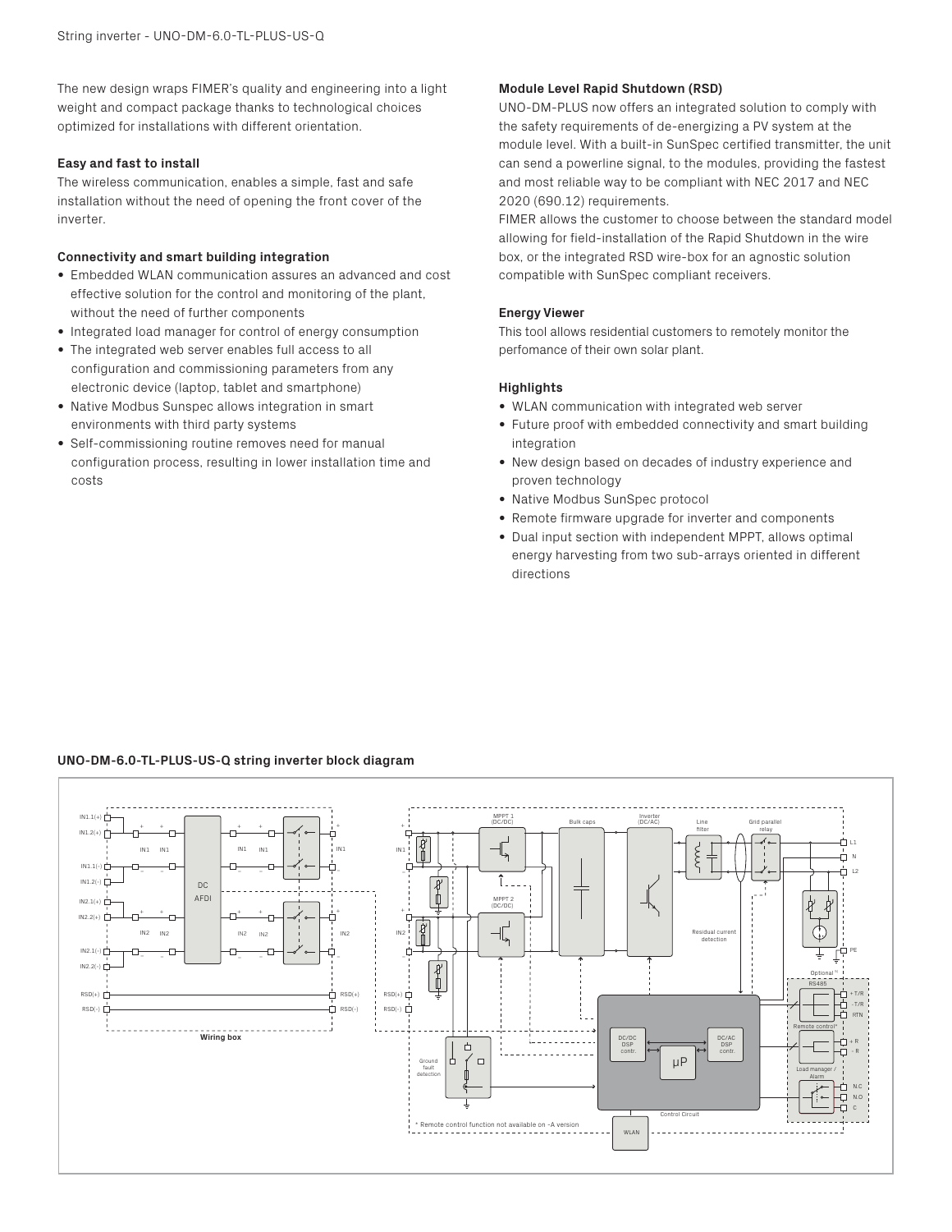The new design wraps FIMER's quality and engineering into a light weight and compact package thanks to technological choices optimized for installations with different orientation.

**Easy and fast to install**

The wireless communication, enables a simple, fast and safe installation without the need of opening the front cover of the inverter.

**Connectivity and smart building integration**

- Embedded WLAN communication assures an advanced and cost effective solution for the control and monitoring of the plant, without the need of further components
- Integrated load manager for control of energy consumption
- The integrated web server enables full access to all configuration and commissioning parameters from any electronic device (laptop, tablet and smartphone)
- Native Modbus Sunspec allows integration in smart environments with third party systems
- Self-commissioning routine removes need for manual configuration process, resulting in lower installation time and costs

**Module Level Rapid Shutdown (RSD)**

UNO-DM-PLUS now offers an integrated solution to comply with the safety requirements of de-energizing a PV system at the module level. With a built-in SunSpec certified transmitter, the unit can send a powerline signal, to the modules, providing the fastest and most reliable way to be compliant with NEC 2017 and NEC 2020 (690.12) requirements.
FIMER allows the customer to choose between the standard model allowing for field-installation of the Rapid Shutdown in the wire box, or the integrated RSD wire-box for an agnostic solution compatible with SunSpec compliant receivers.

**Energy Viewer**

This tool allows residential customers to remotely monitor the perfomance of their own solar plant.

**Highlights**

- WLAN communication with integrated web server
- Future proof with embedded connectivity and smart building integration
- New design based on decades of industry experience and proven technology
- Native Modbus SunSpec protocol
- Remote firmware upgrade for inverter and components
- Dual input section with independent MPPT, allows optimal energy harvesting from two sub-arrays oriented in different directions

**UNO-DM-6.0-TL-PLUS-US-Q string inverter block diagram**

* Remote control function not available on -A version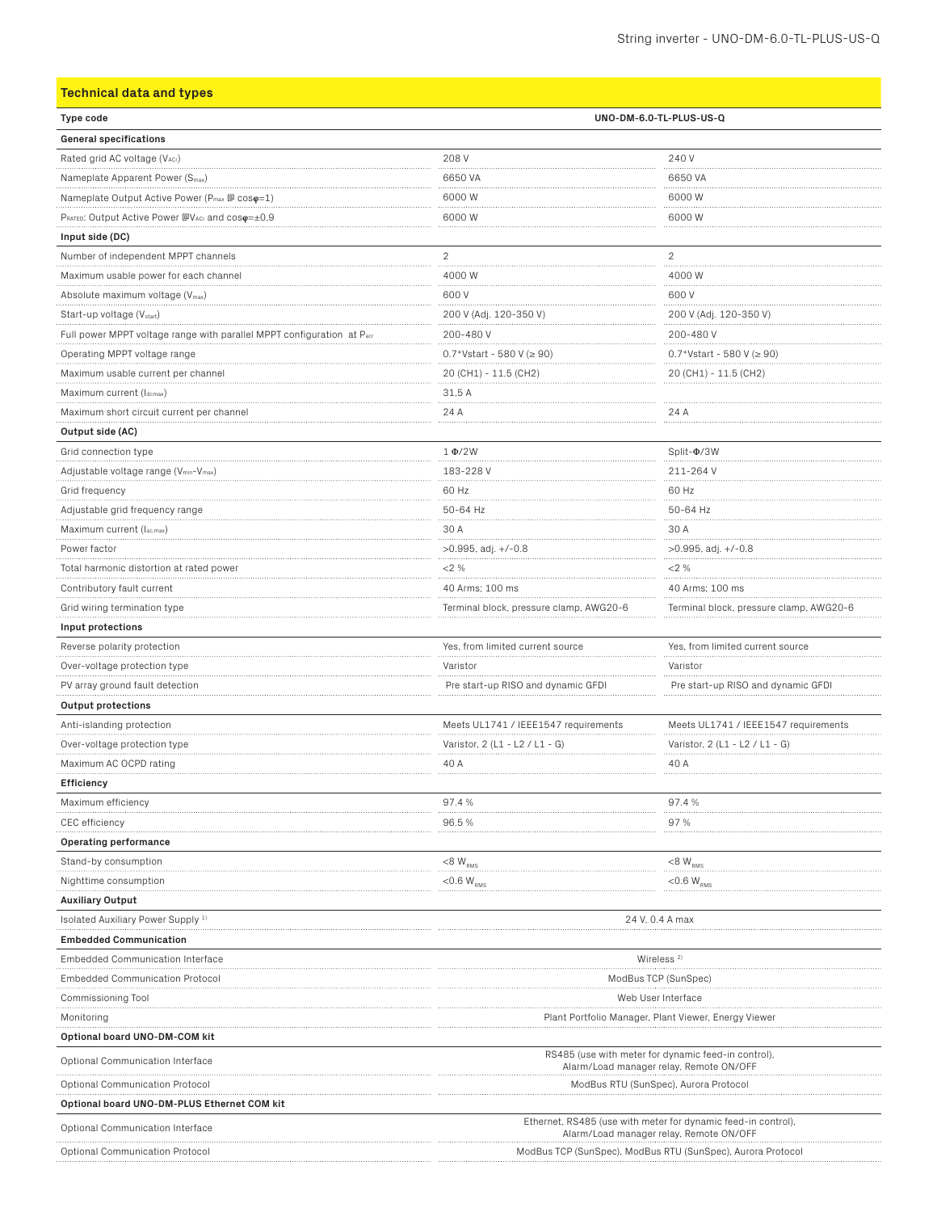## Technical data and types

| Type code | UNO-DM-6.0-TL-PLUS-US-Q | |
|---|---|---|
| **General specifications** | | |
| Rated grid AC voltage ($V_{ACr}$) | 208 V | 240 V |
| Nameplate Apparent Power ($S_{max}$) | 6650 VA | 6650 VA |
| Nameplate Output Active Power ($P_{max}$ @ $\cos\varphi$=1) | 6000 W | 6000 W |
| $P_{RATED}$: Output Active Power @$V_{ACr}$ and $\cos\varphi$=±0.9 | 6000 W | 6000 W |
| **Input side (DC)** | | |
| Number of independent MPPT channels | 2 | 2 |
| Maximum usable power for each channel | 4000 W | 4000 W |
| Absolute maximum voltage ($V_{max}$) | 600 V | 600 V |
| Start-up voltage ($V_{start}$) | 200 V (Adj. 120-350 V) | 200 V (Adj. 120-350 V) |
| Full power MPPT voltage range with parallel MPPT configuration at $P_{acr}$ | 200-480 V | 200-480 V |
| Operating MPPT voltage range | 0.7*Vstart - 580 V (≥ 90) | 0.7*Vstart - 580 V (≥ 90) |
| Maximum usable current per channel | 20 (CH1) - 11.5 (CH2) | 20 (CH1) - 11.5 (CH2) |
| Maximum current ($I_{dcmax}$) | 31,5 A | |
| Maximum short circuit current per channel | 24 A | 24 A |
| **Output side (AC)** | | |
| Grid connection type | 1 Φ/2W | Split-Φ/3W |
| Adjustable voltage range ($V_{min}$-$V_{max}$) | 183-228 V | 211-264 V |
| Grid frequency | 60 Hz | 60 Hz |
| Adjustable grid frequency range | 50-64 Hz | 50-64 Hz |
| Maximum current ($I_{ac,max}$) | 30 A | 30 A |
| Power factor | >0.995, adj. +/-0.8 | >0.995, adj. +/-0.8 |
| Total harmonic distortion at rated power | <2 % | <2 % |
| Contributory fault current | 40 Arms; 100 ms | 40 Arms; 100 ms |
| Grid wiring termination type | Terminal block, pressure clamp, AWG20-6 | Terminal block, pressure clamp, AWG20-6 |
| **Input protections** | | |
| Reverse polarity protection | Yes, from limited current source | Yes, from limited current source |
| Over-voltage protection type | Varistor | Varistor |
| PV array ground fault detection | Pre start-up RISO and dynamic GFDI | Pre start-up RISO and dynamic GFDI |
| **Output protections** | | |
| Anti-islanding protection | Meets UL1741 / IEEE1547 requirements | Meets UL1741 / IEEE1547 requirements |
| Over-voltage protection type | Varistor, 2 (L1 - L2 / L1 - G) | Varistor, 2 (L1 - L2 / L1 - G) |
| Maximum AC OCPD rating | 40 A | 40 A |
| **Efficiency** | | |
| Maximum efficiency | 97.4 % | 97.4 % |
| CEC efficiency | 96.5 % | 97 % |
| **Operating performance** | | |
| Stand-by consumption | <8 $W_{RMS}$ | <8 $W_{RMS}$ |
| Nighttime consumption | <0.6 $W_{RMS}$ | <0.6 $W_{RMS}$ |
| **Auxiliary Output** | | |
| Isolated Auxiliary Power Supply [1] | 24 V, 0.4 A max | |
| **Embedded Communication** | | |
| Embedded Communication Interface | Wireless [2] | |
| Embedded Communication Protocol | ModBus TCP (SunSpec) | |
| Commissioning Tool | Web User Interface | |
| Monitoring | Plant Portfolio Manager, Plant Viewer, Energy Viewer | |
| **Optional board UNO-DM-COM kit** | | |
| Optional Communication Interface | RS485 (use with meter for dynamic feed-in control), Alarm/Load manager relay, Remote ON/OFF | |
| Optional Communication Protocol | ModBus RTU (SunSpec), Aurora Protocol | |
| **Optional board UNO-DM-PLUS Ethernet COM kit** | | |
| Optional Communication Interface | Ethernet, RS485 (use with meter for dynamic feed-in control), Alarm/Load manager relay, Remote ON/OFF | |
| Optional Communication Protocol | ModBus TCP (SunSpec), ModBus RTU (SunSpec), Aurora Protocol | |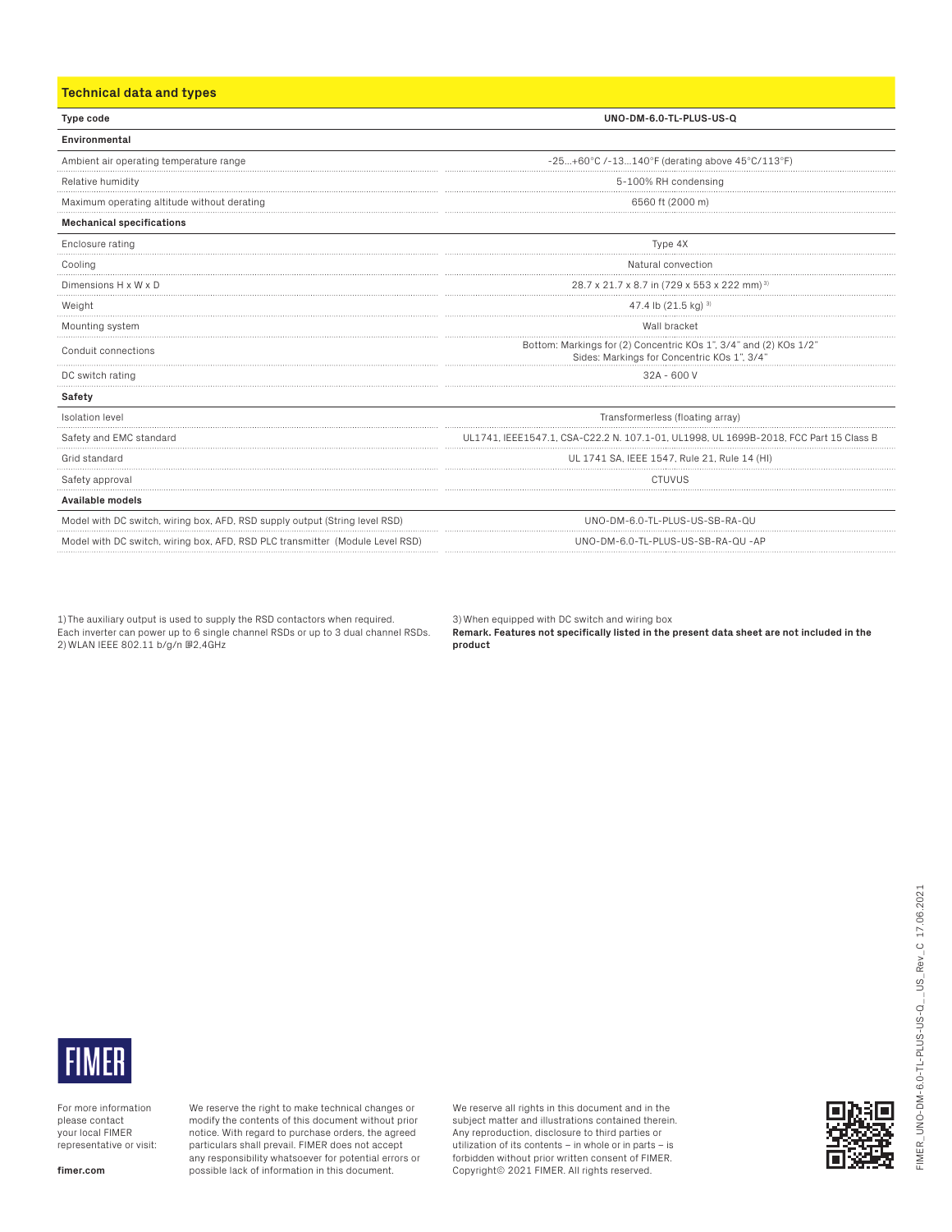## Technical data and types

| Type code | UNO-DM-6.0-TL-PLUS-US-Q |
|---|---|
| **Environmental** | |
| Ambient air operating temperature range | -25...+60°C /-13...140°F (derating above 45°C/113°F) |
| Relative humidity | 5-100% RH condensing |
| Maximum operating altitude without derating | 6560 ft (2000 m) |
| **Mechanical specifications** | |
| Enclosure rating | Type 4X |
| Cooling | Natural convection |
| Dimensions H x W x D | 28.7 x 21.7 x 8.7 in (729 x 553 x 222 mm) [3] |
| Weight | 47.4 lb (21.5 kg) [3] |
| Mounting system | Wall bracket |
| Conduit connections | Bottom: Markings for (2) Concentric KOs 1", 3/4" and (2) KOs 1/2"<br>Sides: Markings for Concentric KOs 1", 3/4" |
| DC switch rating | 32A - 600 V |
| **Safety** | |
| Isolation level | Transformerless (floating array) |
| Safety and EMC standard | UL1741, IEEE1547.1, CSA-C22.2 N. 107.1-01, UL1998, UL 1699B-2018, FCC Part 15 Class B |
| Grid standard | UL 1741 SA, IEEE 1547, Rule 21, Rule 14 (HI) |
| Safety approval | CTUVUS |
| **Available models** | |
| Model with DC switch, wiring box, AFD, RSD supply output (String level RSD) | UNO-DM-6.0-TL-PLUS-US-SB-RA-QU |
| Model with DC switch, wiring box, AFD, RSD PLC transmitter (Module Level RSD) | UNO-DM-6.0-TL-PLUS-US-SB-RA-QU -AP |

1) The auxiliary output is used to supply the RSD contactors when required. Each inverter can power up to 6 single channel RSDs or up to 3 dual channel RSDs.
2) WLAN IEEE 802.11 b/g/n @2.4GHz

3) When equipped with DC switch and wiring box

**Remark. Features not specifically listed in the present data sheet are not included in the product**

FIMER

For more information please contact your local FIMER representative or visit:

**fimer.com**

We reserve the right to make technical changes or modify the contents of this document without prior notice. With regard to purchase orders, the agreed particulars shall prevail. FIMER does not accept any responsibility whatsoever for potential errors or possible lack of information in this document.

We reserve all rights in this document and in the subject matter and illustrations contained therein. Any reproduction, disclosure to third parties or utilization of its contents – in whole or in parts – is forbidden without prior written consent of FIMER. Copyright© 2021 FIMER. All rights reserved.

FIMER_UNO-DM-6.0-TL-PLUS-US-Q__US_Rev_C 17.06.2021